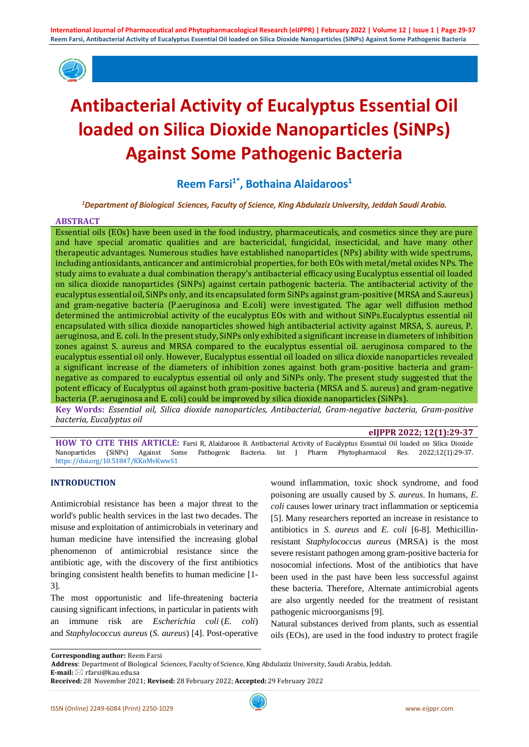# Antibacterial Activity of Eucalyptus Essential Oil loaded on Silica Dioxide Nanoparticles (SiNPs) Against Some Pathogenic Bacteria

**Reem Farsi[1*], Bothaina Alaidaroos[1]**

*[1]Department of Biological Sciences, Faculty of Science, King Abdulaziz University, Jeddah Saudi Arabia.*

## ABSTRACT

Essential oils (EOs) have been used in the food industry, pharmaceuticals, and cosmetics since they are pure and have special aromatic qualities and are bactericidal, fungicidal, insecticidal, and have many other therapeutic advantages. Numerous studies have established nanoparticles (NPs) ability with wide spectrums, including antioxidants, anticancer and antimicrobial properties, for both EOs with metal/metal oxides NPs. The study aims to evaluate a dual combination therapy's antibacterial efficacy using Eucalyptus essential oil loaded on silica dioxide nanoparticles (SiNPs) against certain pathogenic bacteria. The antibacterial activity of the eucalyptus essential oil, SiNPs only, and its encapsulated form SiNPs against gram-positive (MRSA and S.aureus) and gram-negative bacteria (P.aeruginosa and E.coli) were investigated. The agar well diffusion method determined the antimicrobial activity of the eucalyptus EOs with and without SiNPs.Eucalyptus essential oil encapsulated with silica dioxide nanoparticles showed high antibacterial activity against MRSA, S. aureus, P. aeruginosa, and E. coli. In the present study, SiNPs only exhibited a significant increase in diameters of inhibition zones against S. aureus and MRSA compared to the eucalyptus essential oil. aeruginosa compared to the eucalyptus essential oil only. However, Eucalyptus essential oil loaded on silica dioxide nanoparticles revealed a significant increase of the diameters of inhibition zones against both gram-positive bacteria and gram-negative as compared to eucalyptus essential oil only and SiNPs only. The present study suggested that the potent efficacy of Eucalyptus oil against both gram-positive bacteria (MRSA and S. aureus) and gram-negative bacteria (P. aeruginosa and E. coli) could be improved by silica dioxide nanoparticles (SiNPs).

**Key Words:** *Essential oil, Silica dioxide nanoparticles, Antibacterial, Gram-negative bacteria, Gram-positive bacteria, Eucalyptus oil*

**eIJPPR 2022; 12(1):29-37**

**HOW TO CITE THIS ARTICLE:** Farsi R, Alaidaroos B. Antibacterial Activity of Eucalyptus Essential Oil loaded on Silica Dioxide Nanoparticles (SiNPs) Against Some Pathogenic Bacteria. Int J Pharm Phytopharmacol Res. 2022;12(1):29-37. https://doi.org/10.51847/KKnMvKwwS1

## INTRODUCTION

Antimicrobial resistance has been a major threat to the world's public health services in the last two decades. The misuse and exploitation of antimicrobials in veterinary and human medicine have intensified the increasing global phenomenon of antimicrobial resistance since the antibiotic age, with the discovery of the first antibiotics bringing consistent health benefits to human medicine [1-3].

The most opportunistic and life-threatening bacteria causing significant infections, in particular in patients with an immune risk are *Escherichia coli* (*E. coli*) and *Staphylococcus aureus* (*S. aureus*) [4]. Post-operative wound inflammation, toxic shock syndrome, and food poisoning are usually caused by *S. aureus*. In humans, *E. coli* causes lower urinary tract inflammation or septicemia [5]. Many researchers reported an increase in resistance to antibiotics in *S. aureus* and *E. coli* [6-8]. Methicillin-resistant *Staphylococcus aureus* (MRSA) is the most severe resistant pathogen among gram-positive bacteria for nosocomial infections. Most of the antibiotics that have been used in the past have been less successful against these bacteria. Therefore, Alternate antimicrobial agents are also urgently needed for the treatment of resistant pathogenic microorganisms [9].

Natural substances derived from plants, such as essential oils (EOs), are used in the food industry to protect fragile

**Corresponding author:** Reem Farsi
**Address**: Department of Biological Sciences, Faculty of Science, King Abdulaziz University, Saudi Arabia, Jeddah.
**E-mail:** ✉ rfarsi@kau.edu.sa
**Received:** 28 November 2021; **Revised:** 28 February 2022; **Accepted:** 29 February 2022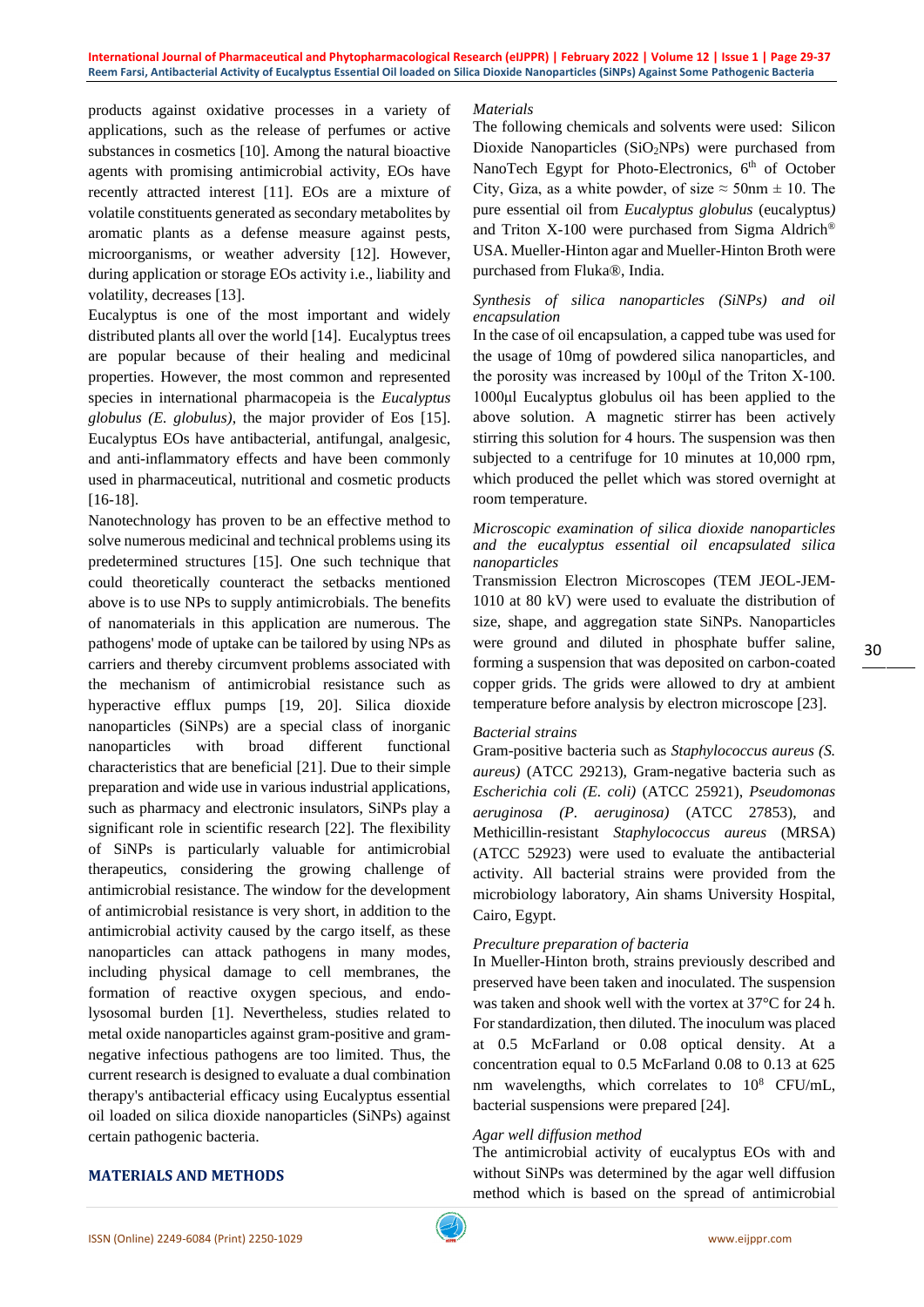products against oxidative processes in a variety of applications, such as the release of perfumes or active substances in cosmetics [10]. Among the natural bioactive agents with promising antimicrobial activity, EOs have recently attracted interest [11]. EOs are a mixture of volatile constituents generated as secondary metabolites by aromatic plants as a defense measure against pests, microorganisms, or weather adversity [12]. However, during application or storage EOs activity i.e., liability and volatility, decreases [13].

Eucalyptus is one of the most important and widely distributed plants all over the world [14]. Eucalyptus trees are popular because of their healing and medicinal properties. However, the most common and represented species in international pharmacopeia is the *Eucalyptus globulus (E. globulus)*, the major provider of Eos [15]. Eucalyptus EOs have antibacterial, antifungal, analgesic, and anti-inflammatory effects and have been commonly used in pharmaceutical, nutritional and cosmetic products [16-18].

Nanotechnology has proven to be an effective method to solve numerous medicinal and technical problems using its predetermined structures [15]. One such technique that could theoretically counteract the setbacks mentioned above is to use NPs to supply antimicrobials. The benefits of nanomaterials in this application are numerous. The pathogens' mode of uptake can be tailored by using NPs as carriers and thereby circumvent problems associated with the mechanism of antimicrobial resistance such as hyperactive efflux pumps [19, 20]. Silica dioxide nanoparticles (SiNPs) are a special class of inorganic nanoparticles with broad different functional characteristics that are beneficial [21]. Due to their simple preparation and wide use in various industrial applications, such as pharmacy and electronic insulators, SiNPs play a significant role in scientific research [22]. The flexibility of SiNPs is particularly valuable for antimicrobial therapeutics, considering the growing challenge of antimicrobial resistance. The window for the development of antimicrobial resistance is very short, in addition to the antimicrobial activity caused by the cargo itself, as these nanoparticles can attack pathogens in many modes, including physical damage to cell membranes, the formation of reactive oxygen specious, and endo-lysosomal burden [1]. Nevertheless, studies related to metal oxide nanoparticles against gram-positive and gram-negative infectious pathogens are too limited. Thus, the current research is designed to evaluate a dual combination therapy's antibacterial efficacy using Eucalyptus essential oil loaded on silica dioxide nanoparticles (SiNPs) against certain pathogenic bacteria.

## MATERIALS AND METHODS

*Materials*

The following chemicals and solvents were used: Silicon Dioxide Nanoparticles ($SiO_2$NPs) were purchased from NanoTech Egypt for Photo-Electronics, 6th of October City, Giza, as a white powder, of size ≈ 50nm ± 10. The pure essential oil from *Eucalyptus globulus* (eucalyptus) and Triton X-100 were purchased from Sigma Aldrich® USA. Mueller-Hinton agar and Mueller-Hinton Broth were purchased from Fluka®, India.

*Synthesis of silica nanoparticles (SiNPs) and oil encapsulation*

In the case of oil encapsulation, a capped tube was used for the usage of 10mg of powdered silica nanoparticles, and the porosity was increased by 100μl of the Triton X-100. 1000μl Eucalyptus globulus oil has been applied to the above solution. A magnetic stirrer has been actively stirring this solution for 4 hours. The suspension was then subjected to a centrifuge for 10 minutes at 10,000 rpm, which produced the pellet which was stored overnight at room temperature.

*Microscopic examination of silica dioxide nanoparticles and the eucalyptus essential oil encapsulated silica nanoparticles*

Transmission Electron Microscopes (TEM JEOL-JEM-1010 at 80 kV) were used to evaluate the distribution of size, shape, and aggregation state SiNPs. Nanoparticles were ground and diluted in phosphate buffer saline, forming a suspension that was deposited on carbon-coated copper grids. The grids were allowed to dry at ambient temperature before analysis by electron microscope [23].

*Bacterial strains*

Gram-positive bacteria such as *Staphylococcus aureus (S. aureus)* (ATCC 29213), Gram-negative bacteria such as *Escherichia coli (E. coli)* (ATCC 25921), *Pseudomonas aeruginosa (P. aeruginosa)* (ATCC 27853), and Methicillin-resistant *Staphylococcus aureus* (MRSA) (ATCC 52923) were used to evaluate the antibacterial activity. All bacterial strains were provided from the microbiology laboratory, Ain shams University Hospital, Cairo, Egypt.

*Preculture preparation of bacteria*

In Mueller-Hinton broth, strains previously described and preserved have been taken and inoculated. The suspension was taken and shook well with the vortex at 37°C for 24 h. For standardization, then diluted. The inoculum was placed at 0.5 McFarland or 0.08 optical density. At a concentration equal to 0.5 McFarland 0.08 to 0.13 at 625 nm wavelengths, which correlates to $10^8$ CFU/mL, bacterial suspensions were prepared [24].

*Agar well diffusion method*

The antimicrobial activity of eucalyptus EOs with and without SiNPs was determined by the agar well diffusion method which is based on the spread of antimicrobial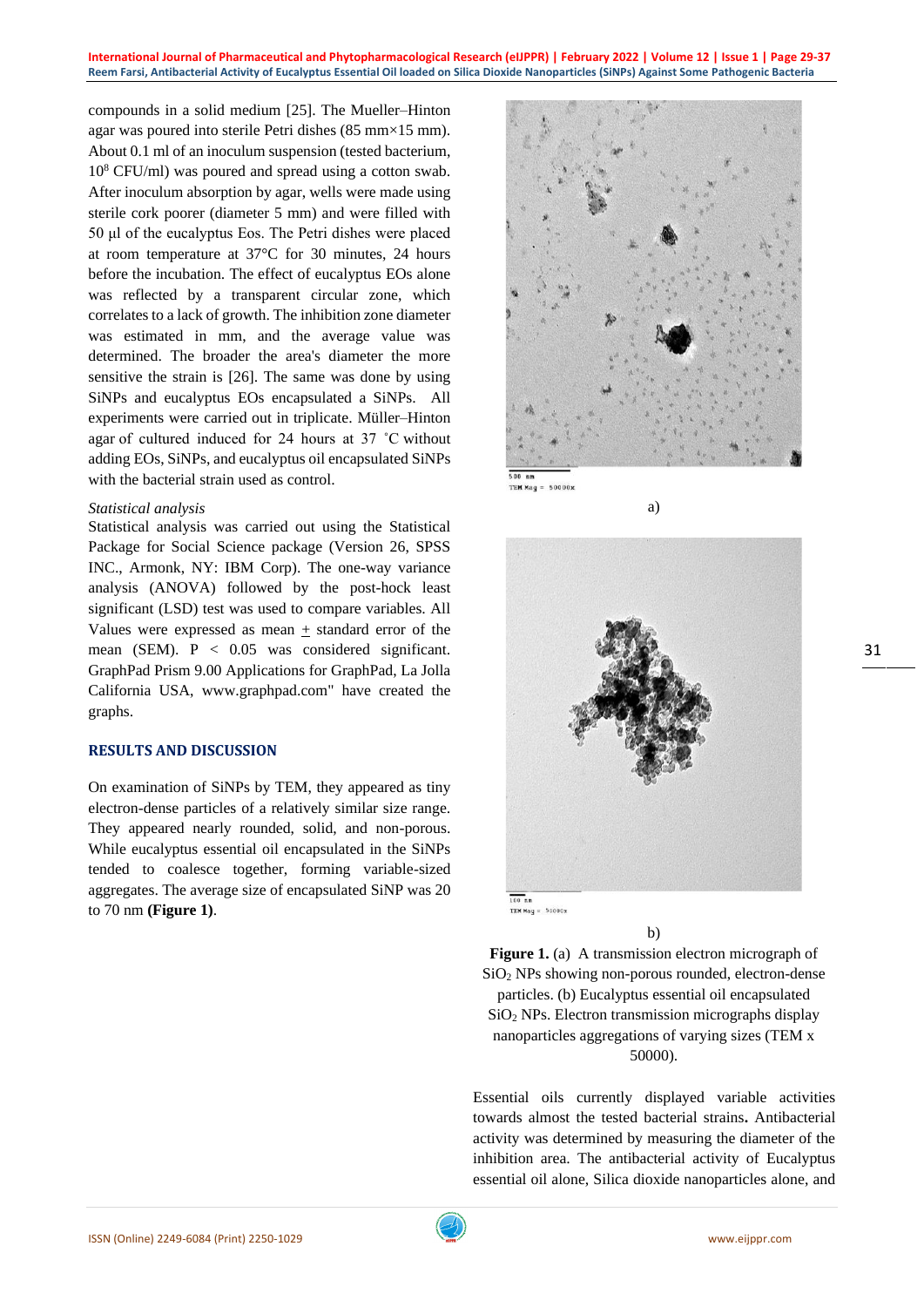compounds in a solid medium [25]. The Mueller–Hinton agar was poured into sterile Petri dishes (85 mm×15 mm). About 0.1 ml of an inoculum suspension (tested bacterium, $10^8$ CFU/ml) was poured and spread using a cotton swab. After inoculum absorption by agar, wells were made using sterile cork poorer (diameter 5 mm) and were filled with 50 µl of the eucalyptus Eos. The Petri dishes were placed at room temperature at 37°C for 30 minutes, 24 hours before the incubation. The effect of eucalyptus EOs alone was reflected by a transparent circular zone, which correlates to a lack of growth. The inhibition zone diameter was estimated in mm, and the average value was determined. The broader the area's diameter the more sensitive the strain is [26]. The same was done by using SiNPs and eucalyptus EOs encapsulated a SiNPs. All experiments were carried out in triplicate. Müller–Hinton agar of cultured induced for 24 hours at 37 ˚C without adding EOs, SiNPs, and eucalyptus oil encapsulated SiNPs with the bacterial strain used as control.

*Statistical analysis*

Statistical analysis was carried out using the Statistical Package for Social Science package (Version 26, SPSS INC., Armonk, NY: IBM Corp). The one-way variance analysis (ANOVA) followed by the post-hock least significant (LSD) test was used to compare variables. All Values were expressed as mean ± standard error of the mean (SEM). $P < 0.05$ was considered significant. GraphPad Prism 9.00 Applications for GraphPad, La Jolla California USA, www.graphpad.com" have created the graphs.

## RESULTS AND DISCUSSION

On examination of SiNPs by TEM, they appeared as tiny electron-dense particles of a relatively similar size range. They appeared nearly rounded, solid, and non-porous. While eucalyptus essential oil encapsulated in the SiNPs tended to coalesce together, forming variable-sized aggregates. The average size of encapsulated SiNP was 20 to 70 nm **(Figure 1)**.

a)

b)

**Figure 1.** (a) A transmission electron micrograph of $SiO_2$ NPs showing non-porous rounded, electron-dense particles. (b) Eucalyptus essential oil encapsulated $SiO_2$ NPs. Electron transmission micrographs display nanoparticles aggregations of varying sizes (TEM x 50000).

Essential oils currently displayed variable activities towards almost the tested bacterial strains**.** Antibacterial activity was determined by measuring the diameter of the inhibition area. The antibacterial activity of Eucalyptus essential oil alone, Silica dioxide nanoparticles alone, and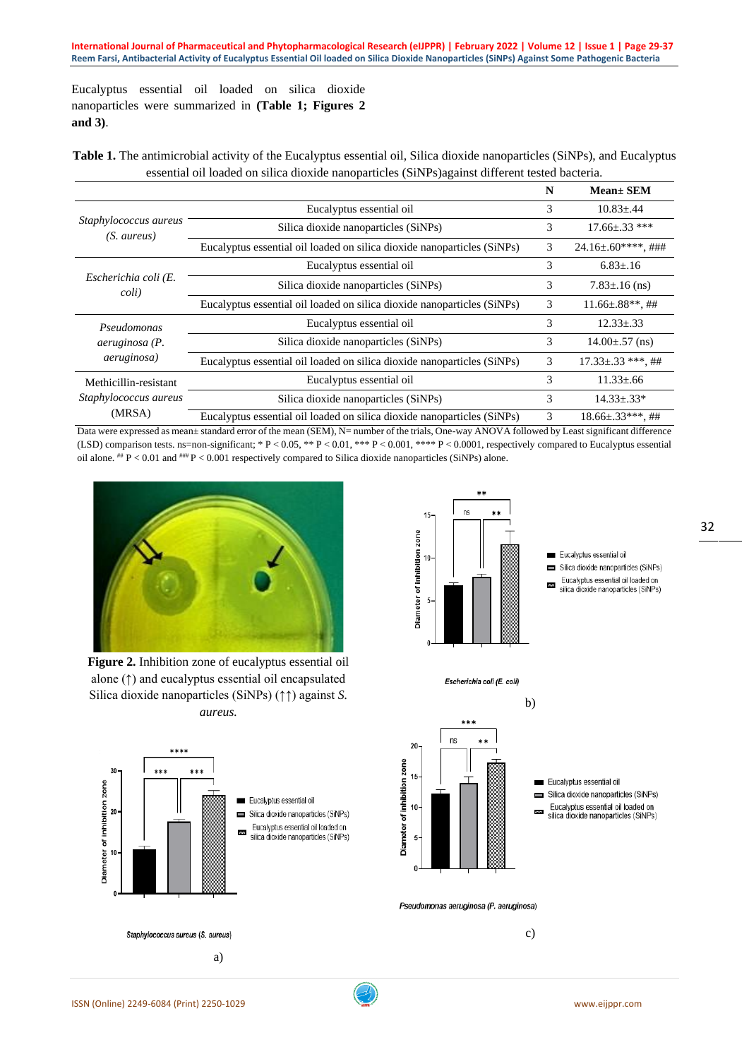Eucalyptus essential oil loaded on silica dioxide nanoparticles were summarized in **(Table 1; Figures 2 and 3)**.

**Table 1.** The antimicrobial activity of the Eucalyptus essential oil, Silica dioxide nanoparticles (SiNPs), and Eucalyptus essential oil loaded on silica dioxide nanoparticles (SiNPs)against different tested bacteria.

| | | N | Mean± SEM |
|---|---|---|---|
| *Staphylococcus aureus (S. aureus)* | Eucalyptus essential oil | 3 | 10.83±.44 |
| | Silica dioxide nanoparticles (SiNPs) | 3 | 17.66±.33 *** |
| | Eucalyptus essential oil loaded on silica dioxide nanoparticles (SiNPs) | 3 | 24.16±.60****, ### |
| *Escherichia coli (E. coli)* | Eucalyptus essential oil | 3 | 6.83±.16 |
| | Silica dioxide nanoparticles (SiNPs) | 3 | 7.83±.16 (ns) |
| | Eucalyptus essential oil loaded on silica dioxide nanoparticles (SiNPs) | 3 | 11.66±.88**, ## |
| *Pseudomonas aeruginosa (P. aeruginosa)* | Eucalyptus essential oil | 3 | 12.33±.33 |
| | Silica dioxide nanoparticles (SiNPs) | 3 | 14.00±.57 (ns) |
| | Eucalyptus essential oil loaded on silica dioxide nanoparticles (SiNPs) | 3 | 17.33±.33 ***, ## |
| Methicillin-resistant *Staphylococcus aureus* (MRSA) | Eucalyptus essential oil | 3 | 11.33±.66 |
| | Silica dioxide nanoparticles (SiNPs) | 3 | 14.33±.33* |
| | Eucalyptus essential oil loaded on silica dioxide nanoparticles (SiNPs) | 3 | 18.66±.33***, ## |

Data were expressed as mean± standard error of the mean (SEM), N= number of the trials, One-way ANOVA followed by Least significant difference (LSD) comparison tests. ns=non-significant; * $P < 0.05$, ** $P < 0.01$, *** $P < 0.001$, **** $P < 0.0001$, respectively compared to Eucalyptus essential oil alone. ## $P < 0.01$ and ### $P < 0.001$ respectively compared to Silica dioxide nanoparticles (SiNPs) alone.

**Figure 2.** Inhibition zone of eucalyptus essential oil alone (↑) and eucalyptus essential oil encapsulated Silica dioxide nanoparticles (SiNPs) (↑↑) against *S. aureus.*

a)

b)

c)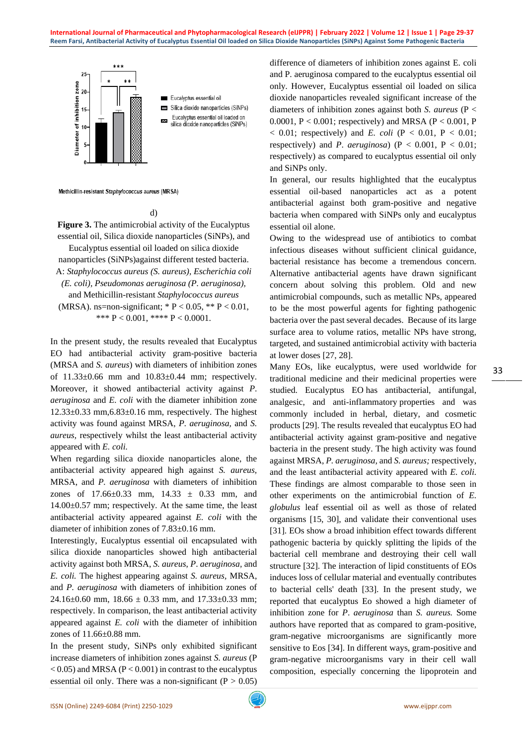d)

**Figure 3.** The antimicrobial activity of the Eucalyptus essential oil, Silica dioxide nanoparticles (SiNPs), and Eucalyptus essential oil loaded on silica dioxide nanoparticles (SiNPs)against different tested bacteria. A: *Staphylococcus aureus (S. aureus), Escherichia coli (E. coli), Pseudomonas aeruginosa (P. aeruginosa),* and Methicillin-resistant *Staphylococcus aureus* (MRSA). ns=non-significant; * $P < 0.05$, ** $P < 0.01$, *** $P < 0.001$, **** $P < 0.0001$.

In the present study, the results revealed that Eucalyptus EO had antibacterial activity gram-positive bacteria (MRSA and *S. aureus*) with diameters of inhibition zones of 11.33±0.66 mm and 10.83±0.44 mm; respectively. Moreover, it showed antibacterial activity against *P. aeruginosa* and *E. coli* with the diameter inhibition zone 12.33±0.33 mm,6.83±0.16 mm, respectively. The highest activity was found against MRSA, *P. aeruginosa,* and *S. aureus,* respectively whilst the least antibacterial activity appeared with *E. coli.*

When regarding silica dioxide nanoparticles alone, the antibacterial activity appeared high against *S. aureus,* MRSA, and *P. aeruginosa* with diameters of inhibition zones of 17.66±0.33 mm, 14.33 ± 0.33 mm, and 14.00±0.57 mm; respectively. At the same time, the least antibacterial activity appeared against *E. coli* with the diameter of inhibition zones of 7.83±0.16 mm.

Interestingly, Eucalyptus essential oil encapsulated with silica dioxide nanoparticles showed high antibacterial activity against both MRSA, *S. aureus, P. aeruginosa,* and *E. coli.* The highest appearing against *S. aureus,* MRSA, and *P. aeruginosa* with diameters of inhibition zones of 24.16±0.60 mm, 18.66 ± 0.33 mm, and 17.33±0.33 mm; respectively. In comparison, the least antibacterial activity appeared against *E. coli* with the diameter of inhibition zones of 11.66±0.88 mm.

In the present study, SiNPs only exhibited significant increase diameters of inhibition zones against *S. aureus* ($P < 0.05$) and MRSA ($P < 0.001$) in contrast to the eucalyptus essential oil only. There was a non-significant ($P > 0.05$) difference of diameters of inhibition zones against E. coli and P. aeruginosa compared to the eucalyptus essential oil only. However, Eucalyptus essential oil loaded on silica dioxide nanoparticles revealed significant increase of the diameters of inhibition zones against both *S. aureus* ($P < 0.0001$, $P < 0.001$; respectively) and MRSA ($P < 0.001$, $P < 0.01$; respectively) and *E. coli* ($P < 0.01$, $P < 0.01$; respectively) and *P. aeruginosa*) ($P < 0.001$, $P < 0.01$; respectively) as compared to eucalyptus essential oil only and SiNPs only.

In general, our results highlighted that the eucalyptus essential oil-based nanoparticles act as a potent antibacterial against both gram-positive and negative bacteria when compared with SiNPs only and eucalyptus essential oil alone.

Owing to the widespread use of antibiotics to combat infectious diseases without sufficient clinical guidance, bacterial resistance has become a tremendous concern. Alternative antibacterial agents have drawn significant concern about solving this problem. Old and new antimicrobial compounds, such as metallic NPs, appeared to be the most powerful agents for fighting pathogenic bacteria over the past several decades. Because of its large surface area to volume ratios, metallic NPs have strong, targeted, and sustained antimicrobial activity with bacteria at lower doses [27, 28].

Many EOs, like eucalyptus, were used worldwide for traditional medicine and their medicinal properties were studied. Eucalyptus EO has antibacterial, antifungal, analgesic, and anti-inflammatory properties and was commonly included in herbal, dietary, and cosmetic products [29]. The results revealed that eucalyptus EO had antibacterial activity against gram-positive and negative bacteria in the present study. The high activity was found against MRSA, *P. aeruginosa,* and *S. aureus;* respectively, and the least antibacterial activity appeared with *E. coli.* These findings are almost comparable to those seen in other experiments on the antimicrobial function of *E. globulus* leaf essential oil as well as those of related organisms [15, 30], and validate their conventional uses [31]. EOs show a broad inhibition effect towards different pathogenic bacteria by quickly splitting the lipids of the bacterial cell membrane and destroying their cell wall structure [32]. The interaction of lipid constituents of EOs induces loss of cellular material and eventually contributes to bacterial cells' death [33]. In the present study, we reported that eucalyptus Eo showed a high diameter of inhibition zone for *P. aeruginosa* than *S. aureus.* Some authors have reported that as compared to gram-positive, gram-negative microorganisms are significantly more sensitive to Eos [34]. In different ways, gram-positive and gram-negative microorganisms vary in their cell wall composition, especially concerning the lipoprotein and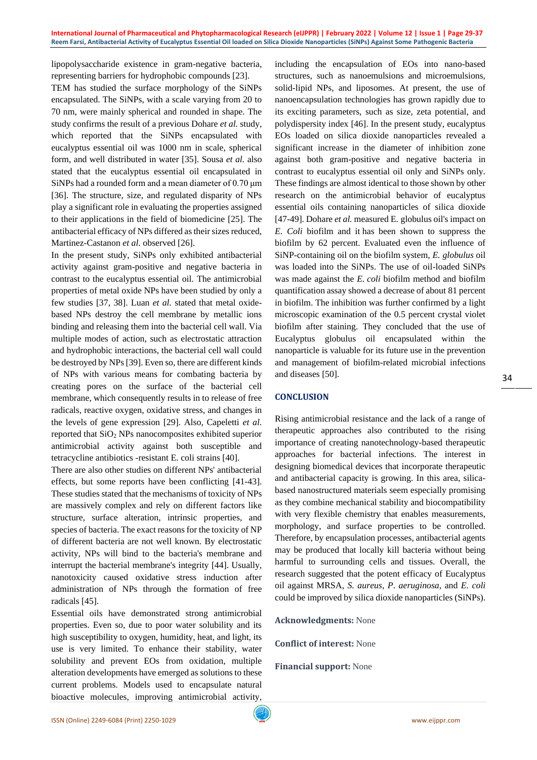lipopolysaccharide existence in gram-negative bacteria, representing barriers for hydrophobic compounds [23].

TEM has studied the surface morphology of the SiNPs encapsulated. The SiNPs, with a scale varying from 20 to 70 nm, were mainly spherical and rounded in shape. The study confirms the result of a previous Dohare *et al.* study, which reported that the SiNPs encapsulated with eucalyptus essential oil was 1000 nm in scale, spherical form, and well distributed in water [35]. Sousa *et al.* also stated that the eucalyptus essential oil encapsulated in SiNPs had a rounded form and a mean diameter of 0.70 µm [36]. The structure, size, and regulated disparity of NPs play a significant role in evaluating the properties assigned to their applications in the field of biomedicine [25]. The antibacterial efficacy of NPs differed as their sizes reduced, Martinez-Castanon *et al.* observed [26].

In the present study, SiNPs only exhibited antibacterial activity against gram-positive and negative bacteria in contrast to the eucalyptus essential oil. The antimicrobial properties of metal oxide NPs have been studied by only a few studies [37, 38]. Luan *et al.* stated that metal oxide-based NPs destroy the cell membrane by metallic ions binding and releasing them into the bacterial cell wall. Via multiple modes of action, such as electrostatic attraction and hydrophobic interactions, the bacterial cell wall could be destroyed by NPs [39]. Even so, there are different kinds of NPs with various means for combating bacteria by creating pores on the surface of the bacterial cell membrane, which consequently results in to release of free radicals, reactive oxygen, oxidative stress, and changes in the levels of gene expression [29]. Also, Capeletti *et al.* reported that $SiO_2$ NPs nanocomposites exhibited superior antimicrobial activity against both susceptible and tetracycline antibiotics -resistant E. coli strains [40].

There are also other studies on different NPs' antibacterial effects, but some reports have been conflicting [41-43]. These studies stated that the mechanisms of toxicity of NPs are massively complex and rely on different factors like structure, surface alteration, intrinsic properties, and species of bacteria. The exact reasons for the toxicity of NP of different bacteria are not well known. By electrostatic activity, NPs will bind to the bacteria's membrane and interrupt the bacterial membrane's integrity [44]. Usually, nanotoxicity caused oxidative stress induction after administration of NPs through the formation of free radicals [45].

Essential oils have demonstrated strong antimicrobial properties. Even so, due to poor water solubility and its high susceptibility to oxygen, humidity, heat, and light, its use is very limited. To enhance their stability, water solubility and prevent EOs from oxidation, multiple alteration developments have emerged as solutions to these current problems. Models used to encapsulate natural bioactive molecules, improving antimicrobial activity, including the encapsulation of EOs into nano-based structures, such as nanoemulsions and microemulsions, solid-lipid NPs, and liposomes. At present, the use of nanoencapsulation technologies has grown rapidly due to its exciting parameters, such as size, zeta potential, and polydispersity index [46]. In the present study, eucalyptus EOs loaded on silica dioxide nanoparticles revealed a significant increase in the diameter of inhibition zone against both gram-positive and negative bacteria in contrast to eucalyptus essential oil only and SiNPs only. These findings are almost identical to those shown by other research on the antimicrobial behavior of eucalyptus essential oils containing nanoparticles of silica dioxide [47-49]. Dohare *et al.* measured E. globulus oil's impact on *E. Coli* biofilm and it has been shown to suppress the biofilm by 62 percent. Evaluated even the influence of SiNP-containing oil on the biofilm system, *E. globulus* oil was loaded into the SiNPs. The use of oil-loaded SiNPs was made against the *E. coli* biofilm method and biofilm quantification assay showed a decrease of about 81 percent in biofilm. The inhibition was further confirmed by a light microscopic examination of the 0.5 percent crystal violet biofilm after staining. They concluded that the use of Eucalyptus globulus oil encapsulated within the nanoparticle is valuable for its future use in the prevention and management of biofilm-related microbial infections and diseases [50].

## CONCLUSION

Rising antimicrobial resistance and the lack of a range of therapeutic approaches also contributed to the rising importance of creating nanotechnology-based therapeutic approaches for bacterial infections. The interest in designing biomedical devices that incorporate therapeutic and antibacterial capacity is growing. In this area, silica-based nanostructured materials seem especially promising as they combine mechanical stability and biocompatibility with very flexible chemistry that enables measurements, morphology, and surface properties to be controlled. Therefore, by encapsulation processes, antibacterial agents may be produced that locally kill bacteria without being harmful to surrounding cells and tissues. Overall, the research suggested that the potent efficacy of Eucalyptus oil against MRSA, *S. aureus*, *P. aeruginosa,* and *E. coli* could be improved by silica dioxide nanoparticles (SiNPs).

**Acknowledgments:** None

**Conflict of interest:** None

**Financial support:** None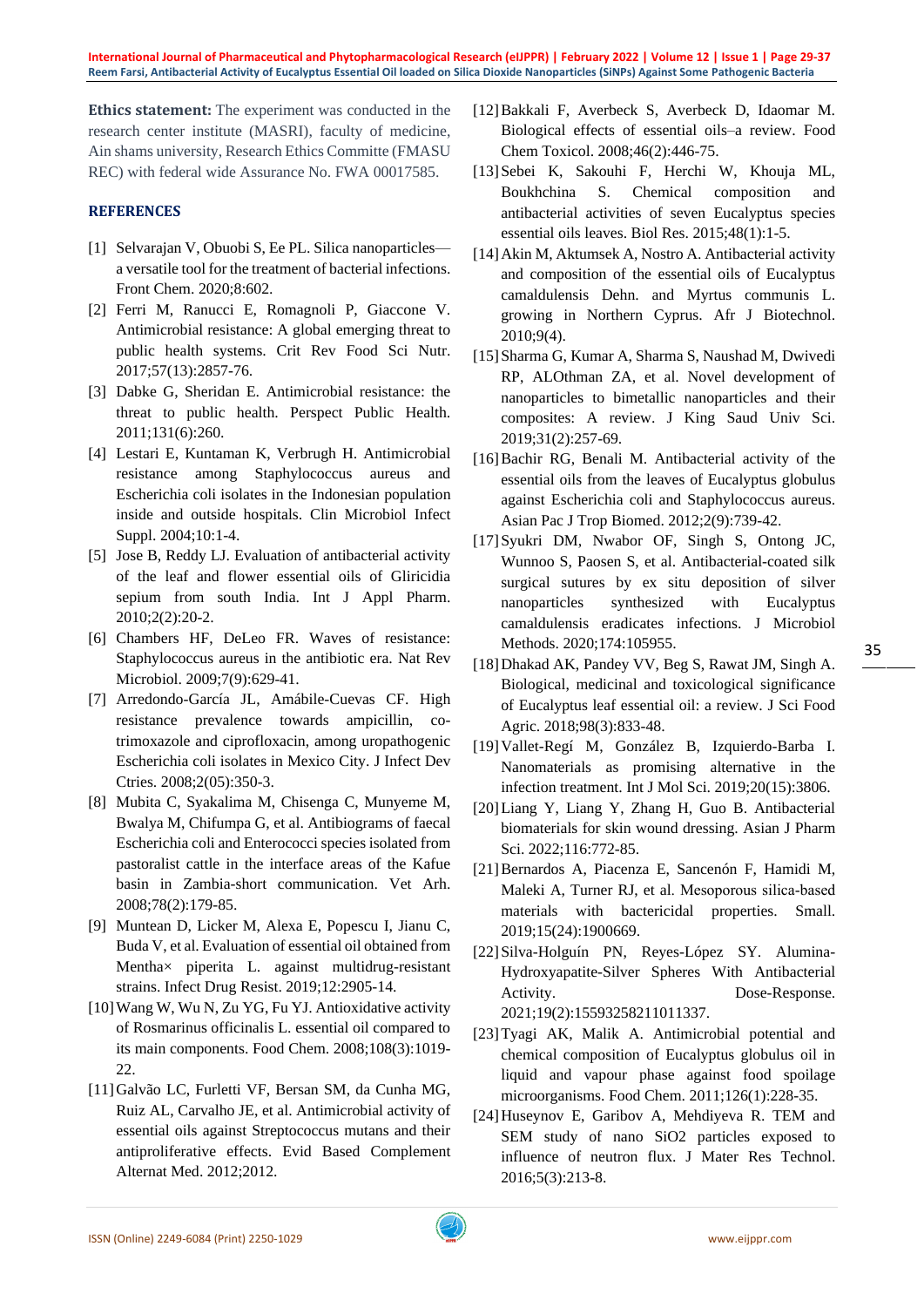**Ethics statement:** The experiment was conducted in the research center institute (MASRI), faculty of medicine, Ain shams university, Research Ethics Committe (FMASU REC) with federal wide Assurance No. FWA 00017585.

## REFERENCES

[1] Selvarajan V, Obuobi S, Ee PL. Silica nanoparticles—a versatile tool for the treatment of bacterial infections. Front Chem. 2020;8:602.

[2] Ferri M, Ranucci E, Romagnoli P, Giaccone V. Antimicrobial resistance: A global emerging threat to public health systems. Crit Rev Food Sci Nutr. 2017;57(13):2857-76.

[3] Dabke G, Sheridan E. Antimicrobial resistance: the threat to public health. Perspect Public Health. 2011;131(6):260.

[4] Lestari E, Kuntaman K, Verbrugh H. Antimicrobial resistance among Staphylococcus aureus and Escherichia coli isolates in the Indonesian population inside and outside hospitals. Clin Microbiol Infect Suppl. 2004;10:1-4.

[5] Jose B, Reddy LJ. Evaluation of antibacterial activity of the leaf and flower essential oils of Gliricidia sepium from south India. Int J Appl Pharm. 2010;2(2):20-2.

[6] Chambers HF, DeLeo FR. Waves of resistance: Staphylococcus aureus in the antibiotic era. Nat Rev Microbiol. 2009;7(9):629-41.

[7] Arredondo-García JL, Amábile-Cuevas CF. High resistance prevalence towards ampicillin, co-trimoxazole and ciprofloxacin, among uropathogenic Escherichia coli isolates in Mexico City. J Infect Dev Ctries. 2008;2(05):350-3.

[8] Mubita C, Syakalima M, Chisenga C, Munyeme M, Bwalya M, Chifumpa G, et al. Antibiograms of faecal Escherichia coli and Enterococci species isolated from pastoralist cattle in the interface areas of the Kafue basin in Zambia-short communication. Vet Arh. 2008;78(2):179-85.

[9] Muntean D, Licker M, Alexa E, Popescu I, Jianu C, Buda V, et al. Evaluation of essential oil obtained from Mentha× piperita L. against multidrug-resistant strains. Infect Drug Resist. 2019;12:2905-14.

[10] Wang W, Wu N, Zu YG, Fu YJ. Antioxidative activity of Rosmarinus officinalis L. essential oil compared to its main components. Food Chem. 2008;108(3):1019-22.

[11] Galvão LC, Furletti VF, Bersan SM, da Cunha MG, Ruiz AL, Carvalho JE, et al. Antimicrobial activity of essential oils against Streptococcus mutans and their antiproliferative effects. Evid Based Complement Alternat Med. 2012;2012.

[12] Bakkali F, Averbeck S, Averbeck D, Idaomar M. Biological effects of essential oils–a review. Food Chem Toxicol. 2008;46(2):446-75.

[13] Sebei K, Sakouhi F, Herchi W, Khouja ML, Boukhchina S. Chemical composition and antibacterial activities of seven Eucalyptus species essential oils leaves. Biol Res. 2015;48(1):1-5.

[14] Akin M, Aktumsek A, Nostro A. Antibacterial activity and composition of the essential oils of Eucalyptus camaldulensis Dehn. and Myrtus communis L. growing in Northern Cyprus. Afr J Biotechnol. 2010;9(4).

[15] Sharma G, Kumar A, Sharma S, Naushad M, Dwivedi RP, ALOthman ZA, et al. Novel development of nanoparticles to bimetallic nanoparticles and their composites: A review. J King Saud Univ Sci. 2019;31(2):257-69.

[16] Bachir RG, Benali M. Antibacterial activity of the essential oils from the leaves of Eucalyptus globulus against Escherichia coli and Staphylococcus aureus. Asian Pac J Trop Biomed. 2012;2(9):739-42.

[17] Syukri DM, Nwabor OF, Singh S, Ontong JC, Wunnoo S, Paosen S, et al. Antibacterial-coated silk surgical sutures by ex situ deposition of silver nanoparticles synthesized with Eucalyptus camaldulensis eradicates infections. J Microbiol Methods. 2020;174:105955.

[18] Dhakad AK, Pandey VV, Beg S, Rawat JM, Singh A. Biological, medicinal and toxicological significance of Eucalyptus leaf essential oil: a review. J Sci Food Agric. 2018;98(3):833-48.

[19] Vallet-Regí M, González B, Izquierdo-Barba I. Nanomaterials as promising alternative in the infection treatment. Int J Mol Sci. 2019;20(15):3806.

[20] Liang Y, Liang Y, Zhang H, Guo B. Antibacterial biomaterials for skin wound dressing. Asian J Pharm Sci. 2022;116:772-85.

[21] Bernardos A, Piacenza E, Sancenón F, Hamidi M, Maleki A, Turner RJ, et al. Mesoporous silica-based materials with bactericidal properties. Small. 2019;15(24):1900669.

[22] Silva-Holguín PN, Reyes-López SY. Alumina-Hydroxyapatite-Silver Spheres With Antibacterial Activity. Dose-Response. 2021;19(2):15593258211011337.

[23] Tyagi AK, Malik A. Antimicrobial potential and chemical composition of Eucalyptus globulus oil in liquid and vapour phase against food spoilage microorganisms. Food Chem. 2011;126(1):228-35.

[24] Huseynov E, Garibov A, Mehdiyeva R. TEM and SEM study of nano $SiO_2$ particles exposed to influence of neutron flux. J Mater Res Technol. 2016;5(3):213-8.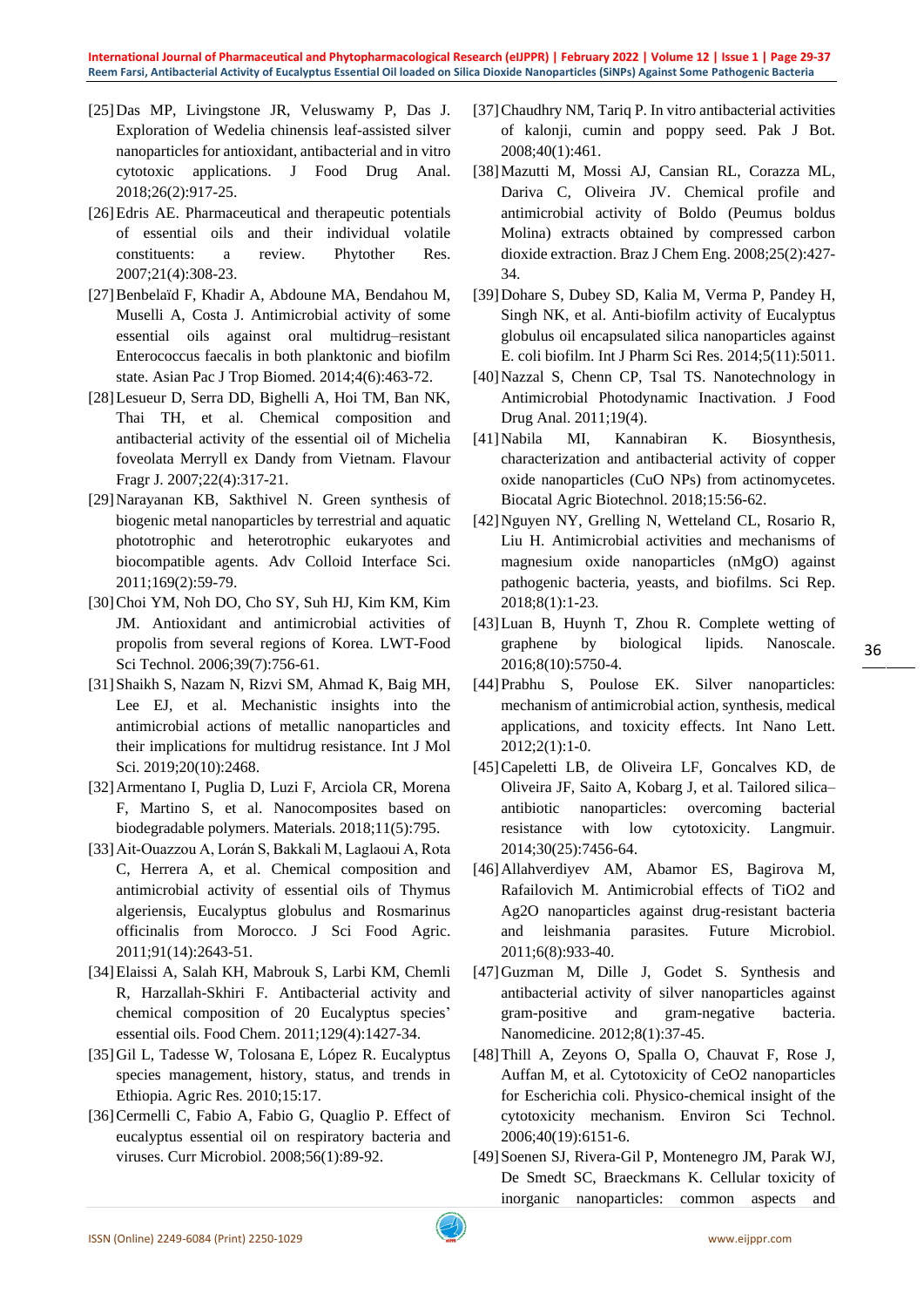[25] Das MP, Livingstone JR, Veluswamy P, Das J. Exploration of Wedelia chinensis leaf-assisted silver nanoparticles for antioxidant, antibacterial and in vitro cytotoxic applications. J Food Drug Anal. 2018;26(2):917-25.

[26] Edris AE. Pharmaceutical and therapeutic potentials of essential oils and their individual volatile constituents: a review. Phytother Res. 2007;21(4):308-23.

[27] Benbelaïd F, Khadir A, Abdoune MA, Bendahou M, Muselli A, Costa J. Antimicrobial activity of some essential oils against oral multidrug–resistant Enterococcus faecalis in both planktonic and biofilm state. Asian Pac J Trop Biomed. 2014;4(6):463-72.

[28] Lesueur D, Serra DD, Bighelli A, Hoi TM, Ban NK, Thai TH, et al. Chemical composition and antibacterial activity of the essential oil of Michelia foveolata Merryll ex Dandy from Vietnam. Flavour Fragr J. 2007;22(4):317-21.

[29] Narayanan KB, Sakthivel N. Green synthesis of biogenic metal nanoparticles by terrestrial and aquatic phototrophic and heterotrophic eukaryotes and biocompatible agents. Adv Colloid Interface Sci. 2011;169(2):59-79.

[30] Choi YM, Noh DO, Cho SY, Suh HJ, Kim KM, Kim JM. Antioxidant and antimicrobial activities of propolis from several regions of Korea. LWT-Food Sci Technol. 2006;39(7):756-61.

[31] Shaikh S, Nazam N, Rizvi SM, Ahmad K, Baig MH, Lee EJ, et al. Mechanistic insights into the antimicrobial actions of metallic nanoparticles and their implications for multidrug resistance. Int J Mol Sci. 2019;20(10):2468.

[32] Armentano I, Puglia D, Luzi F, Arciola CR, Morena F, Martino S, et al. Nanocomposites based on biodegradable polymers. Materials. 2018;11(5):795.

[33] Ait-Ouazzou A, Lorán S, Bakkali M, Laglaoui A, Rota C, Herrera A, et al. Chemical composition and antimicrobial activity of essential oils of Thymus algeriensis, Eucalyptus globulus and Rosmarinus officinalis from Morocco. J Sci Food Agric. 2011;91(14):2643-51.

[34] Elaissi A, Salah KH, Mabrouk S, Larbi KM, Chemli R, Harzallah-Skhiri F. Antibacterial activity and chemical composition of 20 Eucalyptus species' essential oils. Food Chem. 2011;129(4):1427-34.

[35] Gil L, Tadesse W, Tolosana E, López R. Eucalyptus species management, history, status, and trends in Ethiopia. Agric Res. 2010;15:17.

[36] Cermelli C, Fabio A, Fabio G, Quaglio P. Effect of eucalyptus essential oil on respiratory bacteria and viruses. Curr Microbiol. 2008;56(1):89-92.

[37] Chaudhry NM, Tariq P. In vitro antibacterial activities of kalonji, cumin and poppy seed. Pak J Bot. 2008;40(1):461.

[38] Mazutti M, Mossi AJ, Cansian RL, Corazza ML, Dariva C, Oliveira JV. Chemical profile and antimicrobial activity of Boldo (Peumus boldus Molina) extracts obtained by compressed carbon dioxide extraction. Braz J Chem Eng. 2008;25(2):427-34.

[39] Dohare S, Dubey SD, Kalia M, Verma P, Pandey H, Singh NK, et al. Anti-biofilm activity of Eucalyptus globulus oil encapsulated silica nanoparticles against E. coli biofilm. Int J Pharm Sci Res. 2014;5(11):5011.

[40] Nazzal S, Chenn CP, Tsal TS. Nanotechnology in Antimicrobial Photodynamic Inactivation. J Food Drug Anal. 2011;19(4).

[41] Nabila MI, Kannabiran K. Biosynthesis, characterization and antibacterial activity of copper oxide nanoparticles (CuO NPs) from actinomycetes. Biocatal Agric Biotechnol. 2018;15:56-62.

[42] Nguyen NY, Grelling N, Wetteland CL, Rosario R, Liu H. Antimicrobial activities and mechanisms of magnesium oxide nanoparticles (nMgO) against pathogenic bacteria, yeasts, and biofilms. Sci Rep. 2018;8(1):1-23.

[43] Luan B, Huynh T, Zhou R. Complete wetting of graphene by biological lipids. Nanoscale. 2016;8(10):5750-4.

[44] Prabhu S, Poulose EK. Silver nanoparticles: mechanism of antimicrobial action, synthesis, medical applications, and toxicity effects. Int Nano Lett. 2012;2(1):1-0.

[45] Capeletti LB, de Oliveira LF, Goncalves KD, de Oliveira JF, Saito A, Kobarg J, et al. Tailored silica–antibiotic nanoparticles: overcoming bacterial resistance with low cytotoxicity. Langmuir. 2014;30(25):7456-64.

[46] Allahverdiyev AM, Abamor ES, Bagirova M, Rafailovich M. Antimicrobial effects of $TiO_2$ and $Ag_2O$ nanoparticles against drug-resistant bacteria and leishmania parasites. Future Microbiol. 2011;6(8):933-40.

[47] Guzman M, Dille J, Godet S. Synthesis and antibacterial activity of silver nanoparticles against gram-positive and gram-negative bacteria. Nanomedicine. 2012;8(1):37-45.

[48] Thill A, Zeyons O, Spalla O, Chauvat F, Rose J, Auffan M, et al. Cytotoxicity of $CeO_2$ nanoparticles for Escherichia coli. Physico-chemical insight of the cytotoxicity mechanism. Environ Sci Technol. 2006;40(19):6151-6.

[49] Soenen SJ, Rivera-Gil P, Montenegro JM, Parak WJ, De Smedt SC, Braeckmans K. Cellular toxicity of inorganic nanoparticles: common aspects and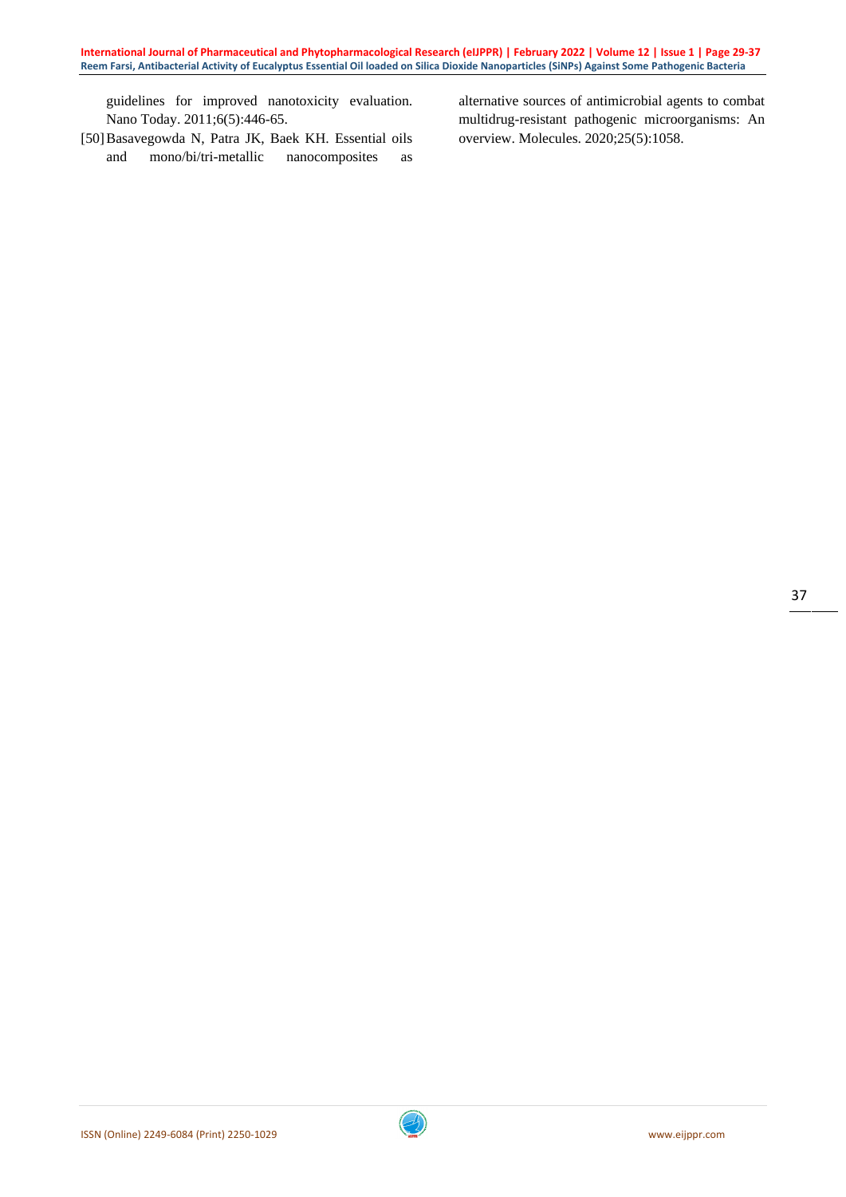guidelines for improved nanotoxicity evaluation. Nano Today. 2011;6(5):446-65.

[50] Basavegowda N, Patra JK, Baek KH. Essential oils and mono/bi/tri-metallic nanocomposites as alternative sources of antimicrobial agents to combat multidrug-resistant pathogenic microorganisms: An overview. Molecules. 2020;25(5):1058.